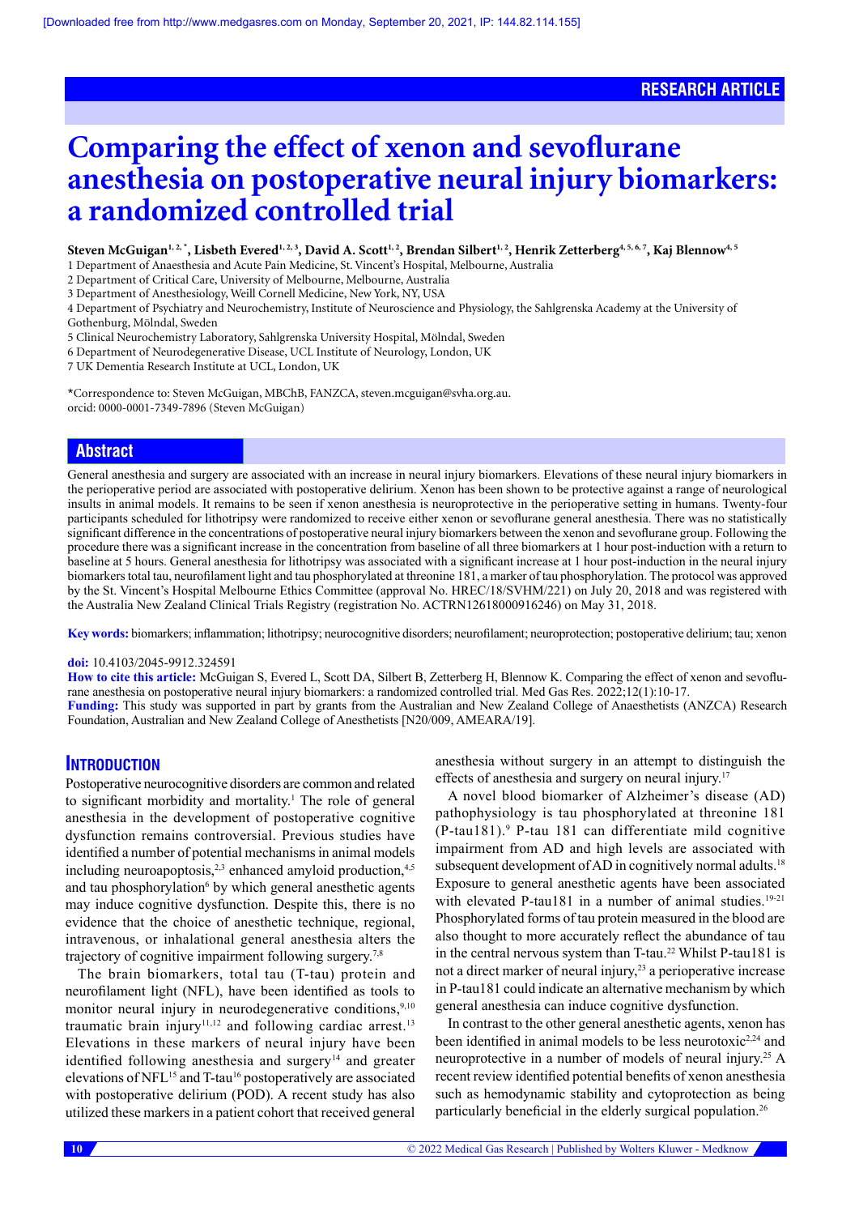RESEARCH ARTICLE

# Comparing the effect of xenon and sevoflurane anesthesia on postoperative neural injury biomarkers: a randomized controlled trial

**Steven McGuigan[1, 2, *], Lisbeth Evered[1, 2, 3], David A. Scott[1, 2], Brendan Silbert[1, 2], Henrik Zetterberg[4, 5, 6, 7], Kaj Blennow[4, 5]**

1 Department of Anaesthesia and Acute Pain Medicine, St. Vincent's Hospital, Melbourne, Australia
2 Department of Critical Care, University of Melbourne, Melbourne, Australia
3 Department of Anesthesiology, Weill Cornell Medicine, New York, NY, USA
4 Department of Psychiatry and Neurochemistry, Institute of Neuroscience and Physiology, the Sahlgrenska Academy at the University of Gothenburg, Mölndal, Sweden
5 Clinical Neurochemistry Laboratory, Sahlgrenska University Hospital, Mölndal, Sweden
6 Department of Neurodegenerative Disease, UCL Institute of Neurology, London, UK
7 UK Dementia Research Institute at UCL, London, UK

*Correspondence to: Steven McGuigan, MBChB, FANZCA, steven.mcguigan@svha.org.au.
orcid: 0000-0001-7349-7896 (Steven McGuigan)

## Abstract

General anesthesia and surgery are associated with an increase in neural injury biomarkers. Elevations of these neural injury biomarkers in the perioperative period are associated with postoperative delirium. Xenon has been shown to be protective against a range of neurological insults in animal models. It remains to be seen if xenon anesthesia is neuroprotective in the perioperative setting in humans. Twenty-four participants scheduled for lithotripsy were randomized to receive either xenon or sevoflurane general anesthesia. There was no statistically significant difference in the concentrations of postoperative neural injury biomarkers between the xenon and sevoflurane group. Following the procedure there was a significant increase in the concentration from baseline of all three biomarkers at 1 hour post-induction with a return to baseline at 5 hours. General anesthesia for lithotripsy was associated with a significant increase at 1 hour post-induction in the neural injury biomarkers total tau, neurofilament light and tau phosphorylated at threonine 181, a marker of tau phosphorylation. The protocol was approved by the St. Vincent's Hospital Melbourne Ethics Committee (approval No. HREC/18/SVHM/221) on July 20, 2018 and was registered with the Australia New Zealand Clinical Trials Registry (registration No. ACTRN12618000916246) on May 31, 2018.

**Key words:** biomarkers; inflammation; lithotripsy; neurocognitive disorders; neurofilament; neuroprotection; postoperative delirium; tau; xenon

**doi:** 10.4103/2045-9912.324591

**How to cite this article:** McGuigan S, Evered L, Scott DA, Silbert B, Zetterberg H, Blennow K. Comparing the effect of xenon and sevoflurane anesthesia on postoperative neural injury biomarkers: a randomized controlled trial. Med Gas Res. 2022;12(1):10-17.

**Funding:** This study was supported in part by grants from the Australian and New Zealand College of Anaesthetists (ANZCA) Research Foundation, Australian and New Zealand College of Anesthetists [N20/009, AMEARA/19].

## Introduction

Postoperative neurocognitive disorders are common and related to significant morbidity and mortality.[1] The role of general anesthesia in the development of postoperative cognitive dysfunction remains controversial. Previous studies have identified a number of potential mechanisms in animal models including neuroapoptosis,[2,3] enhanced amyloid production,[4,5] and tau phosphorylation[6] by which general anesthetic agents may induce cognitive dysfunction. Despite this, there is no evidence that the choice of anesthetic technique, regional, intravenous, or inhalational general anesthesia alters the trajectory of cognitive impairment following surgery.[7,8]

The brain biomarkers, total tau (T-tau) protein and neurofilament light (NFL), have been identified as tools to monitor neural injury in neurodegenerative conditions,[9,10] traumatic brain injury[11,12] and following cardiac arrest.[13] Elevations in these markers of neural injury have been identified following anesthesia and surgery[14] and greater elevations of NFL[15] and T-tau[16] postoperatively are associated with postoperative delirium (POD). A recent study has also utilized these markers in a patient cohort that received general anesthesia without surgery in an attempt to distinguish the effects of anesthesia and surgery on neural injury.[17]

A novel blood biomarker of Alzheimer's disease (AD) pathophysiology is tau phosphorylated at threonine 181 (P-tau181).[9] P-tau 181 can differentiate mild cognitive impairment from AD and high levels are associated with subsequent development of AD in cognitively normal adults.[18] Exposure to general anesthetic agents have been associated with elevated P-tau181 in a number of animal studies.[19-21] Phosphorylated forms of tau protein measured in the blood are also thought to more accurately reflect the abundance of tau in the central nervous system than T-tau.[22] Whilst P-tau181 is not a direct marker of neural injury,[23] a perioperative increase in P-tau181 could indicate an alternative mechanism by which general anesthesia can induce cognitive dysfunction.

In contrast to the other general anesthetic agents, xenon has been identified in animal models to be less neurotoxic[2,24] and neuroprotective in a number of models of neural injury.[25] A recent review identified potential benefits of xenon anesthesia such as hemodynamic stability and cytoprotection as being particularly beneficial in the elderly surgical population.[26]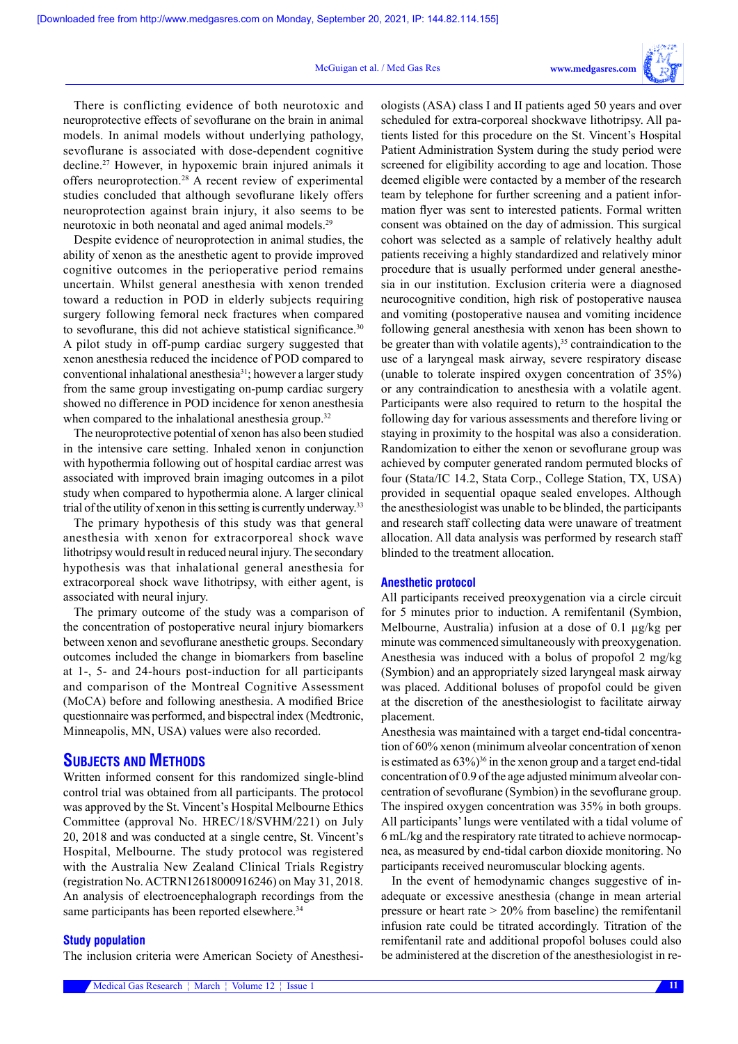There is conflicting evidence of both neurotoxic and neuroprotective effects of sevoflurane on the brain in animal models. In animal models without underlying pathology, sevoflurane is associated with dose-dependent cognitive decline.[27] However, in hypoxemic brain injured animals it offers neuroprotection.[28] A recent review of experimental studies concluded that although sevoflurane likely offers neuroprotection against brain injury, it also seems to be neurotoxic in both neonatal and aged animal models.[29]

Despite evidence of neuroprotection in animal studies, the ability of xenon as the anesthetic agent to provide improved cognitive outcomes in the perioperative period remains uncertain. Whilst general anesthesia with xenon trended toward a reduction in POD in elderly subjects requiring surgery following femoral neck fractures when compared to sevoflurane, this did not achieve statistical significance.[30] A pilot study in off-pump cardiac surgery suggested that xenon anesthesia reduced the incidence of POD compared to conventional inhalational anesthesia[31]; however a larger study from the same group investigating on-pump cardiac surgery showed no difference in POD incidence for xenon anesthesia when compared to the inhalational anesthesia group.[32]

The neuroprotective potential of xenon has also been studied in the intensive care setting. Inhaled xenon in conjunction with hypothermia following out of hospital cardiac arrest was associated with improved brain imaging outcomes in a pilot study when compared to hypothermia alone. A larger clinical trial of the utility of xenon in this setting is currently underway.[33]

The primary hypothesis of this study was that general anesthesia with xenon for extracorporeal shock wave lithotripsy would result in reduced neural injury. The secondary hypothesis was that inhalational general anesthesia for extracorporeal shock wave lithotripsy, with either agent, is associated with neural injury.

The primary outcome of the study was a comparison of the concentration of postoperative neural injury biomarkers between xenon and sevoflurane anesthetic groups. Secondary outcomes included the change in biomarkers from baseline at 1-, 5- and 24-hours post-induction for all participants and comparison of the Montreal Cognitive Assessment (MoCA) before and following anesthesia. A modified Brice questionnaire was performed, and bispectral index (Medtronic, Minneapolis, MN, USA) values were also recorded.

## Subjects and Methods

Written informed consent for this randomized single-blind control trial was obtained from all participants. The protocol was approved by the St. Vincent's Hospital Melbourne Ethics Committee (approval No. HREC/18/SVHM/221) on July 20, 2018 and was conducted at a single centre, St. Vincent's Hospital, Melbourne. The study protocol was registered with the Australia New Zealand Clinical Trials Registry (registration No. ACTRN12618000916246) on May 31, 2018. An analysis of electroencephalograph recordings from the same participants has been reported elsewhere.[34]

### Study population

The inclusion criteria were American Society of Anesthesiologists (ASA) class I and II patients aged 50 years and over scheduled for extra-corporeal shockwave lithotripsy. All patients listed for this procedure on the St. Vincent's Hospital Patient Administration System during the study period were screened for eligibility according to age and location. Those deemed eligible were contacted by a member of the research team by telephone for further screening and a patient information flyer was sent to interested patients. Formal written consent was obtained on the day of admission. This surgical cohort was selected as a sample of relatively healthy adult patients receiving a highly standardized and relatively minor procedure that is usually performed under general anesthesia in our institution. Exclusion criteria were a diagnosed neurocognitive condition, high risk of postoperative nausea and vomiting (postoperative nausea and vomiting incidence following general anesthesia with xenon has been shown to be greater than with volatile agents),[35] contraindication to the use of a laryngeal mask airway, severe respiratory disease (unable to tolerate inspired oxygen concentration of 35%) or any contraindication to anesthesia with a volatile agent. Participants were also required to return to the hospital the following day for various assessments and therefore living or staying in proximity to the hospital was also a consideration. Randomization to either the xenon or sevoflurane group was achieved by computer generated random permuted blocks of four (Stata/IC 14.2, Stata Corp., College Station, TX, USA) provided in sequential opaque sealed envelopes. Although the anesthesiologist was unable to be blinded, the participants and research staff collecting data were unaware of treatment allocation. All data analysis was performed by research staff blinded to the treatment allocation.

### Anesthetic protocol

All participants received preoxygenation via a circle circuit for 5 minutes prior to induction. A remifentanil (Symbion, Melbourne, Australia) infusion at a dose of 0.1 μg/kg per minute was commenced simultaneously with preoxygenation. Anesthesia was induced with a bolus of propofol 2 mg/kg (Symbion) and an appropriately sized laryngeal mask airway was placed. Additional boluses of propofol could be given at the discretion of the anesthesiologist to facilitate airway placement.

Anesthesia was maintained with a target end-tidal concentration of 60% xenon (minimum alveolar concentration of xenon is estimated as 63%)[36] in the xenon group and a target end-tidal concentration of 0.9 of the age adjusted minimum alveolar concentration of sevoflurane (Symbion) in the sevoflurane group. The inspired oxygen concentration was 35% in both groups. All participants' lungs were ventilated with a tidal volume of 6 mL/kg and the respiratory rate titrated to achieve normocapnea, as measured by end-tidal carbon dioxide monitoring. No participants received neuromuscular blocking agents.

In the event of hemodynamic changes suggestive of inadequate or excessive anesthesia (change in mean arterial pressure or heart rate > 20% from baseline) the remifentanil infusion rate could be titrated accordingly. Titration of the remifentanil rate and additional propofol boluses could also be administered at the discretion of the anesthesiologist in re-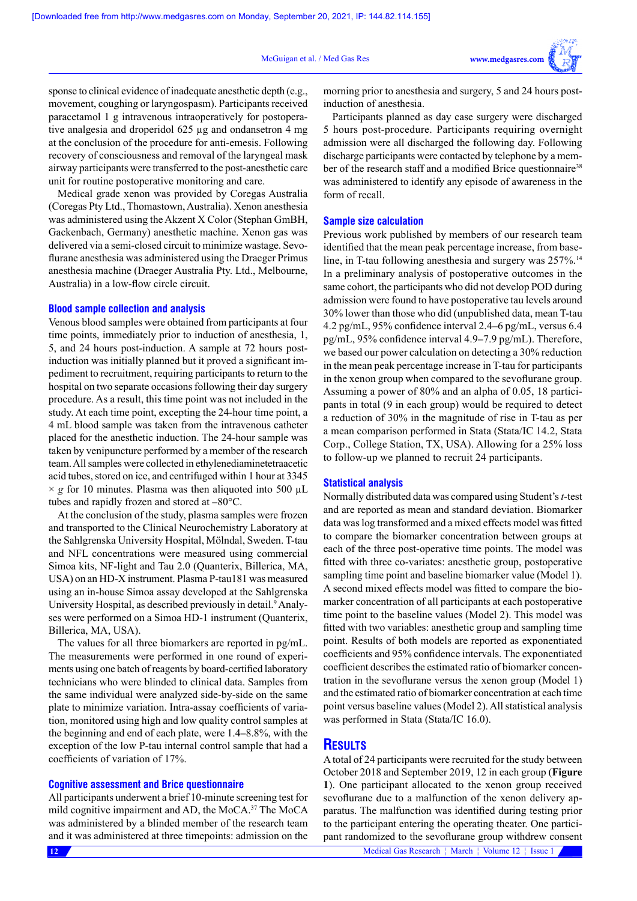sponse to clinical evidence of inadequate anesthetic depth (e.g., movement, coughing or laryngospasm). Participants received paracetamol 1 g intravenous intraoperatively for postoperative analgesia and droperidol 625 µg and ondansetron 4 mg at the conclusion of the procedure for anti-emesis. Following recovery of consciousness and removal of the laryngeal mask airway participants were transferred to the post-anesthetic care unit for routine postoperative monitoring and care.

Medical grade xenon was provided by Coregas Australia (Coregas Pty Ltd., Thomastown, Australia). Xenon anesthesia was administered using the Akzent X Color (Stephan GmBH, Gackenbach, Germany) anesthetic machine. Xenon gas was delivered via a semi-closed circuit to minimize wastage. Sevoflurane anesthesia was administered using the Draeger Primus anesthesia machine (Draeger Australia Pty. Ltd., Melbourne, Australia) in a low-flow circle circuit.

### Blood sample collection and analysis

Venous blood samples were obtained from participants at four time points, immediately prior to induction of anesthesia, 1, 5, and 24 hours post-induction. A sample at 72 hours post-induction was initially planned but it proved a significant impediment to recruitment, requiring participants to return to the hospital on two separate occasions following their day surgery procedure. As a result, this time point was not included in the study. At each time point, excepting the 24-hour time point, a 4 mL blood sample was taken from the intravenous catheter placed for the anesthetic induction. The 24-hour sample was taken by venipuncture performed by a member of the research team. All samples were collected in ethylenediaminetetraacetic acid tubes, stored on ice, and centrifuged within 1 hour at 3345 × *g* for 10 minutes. Plasma was then aliquoted into 500 µL tubes and rapidly frozen and stored at –80°C.

At the conclusion of the study, plasma samples were frozen and transported to the Clinical Neurochemistry Laboratory at the Sahlgrenska University Hospital, Mölndal, Sweden. T-tau and NFL concentrations were measured using commercial Simoa kits, NF-light and Tau 2.0 (Quanterix, Billerica, MA, USA) on an HD-X instrument. Plasma P-tau181 was measured using an in-house Simoa assay developed at the Sahlgrenska University Hospital, as described previously in detail.[9] Analyses were performed on a Simoa HD-1 instrument (Quanterix, Billerica, MA, USA).

The values for all three biomarkers are reported in pg/mL. The measurements were performed in one round of experiments using one batch of reagents by board-certified laboratory technicians who were blinded to clinical data. Samples from the same individual were analyzed side-by-side on the same plate to minimize variation. Intra-assay coefficients of variation, monitored using high and low quality control samples at the beginning and end of each plate, were 1.4–8.8%, with the exception of the low P-tau internal control sample that had a coefficients of variation of 17%.

### Cognitive assessment and Brice questionnaire

All participants underwent a brief 10-minute screening test for mild cognitive impairment and AD, the MoCA.[37] The MoCA was administered by a blinded member of the research team and it was administered at three timepoints: admission on the morning prior to anesthesia and surgery, 5 and 24 hours post-induction of anesthesia.

Participants planned as day case surgery were discharged 5 hours post-procedure. Participants requiring overnight admission were all discharged the following day. Following discharge participants were contacted by telephone by a member of the research staff and a modified Brice questionnaire[38] was administered to identify any episode of awareness in the form of recall.

### Sample size calculation

Previous work published by members of our research team identified that the mean peak percentage increase, from baseline, in T-tau following anesthesia and surgery was 257%.[14] In a preliminary analysis of postoperative outcomes in the same cohort, the participants who did not develop POD during admission were found to have postoperative tau levels around 30% lower than those who did (unpublished data, mean T-tau 4.2 pg/mL, 95% confidence interval 2.4–6 pg/mL, versus 6.4 pg/mL, 95% confidence interval 4.9–7.9 pg/mL). Therefore, we based our power calculation on detecting a 30% reduction in the mean peak percentage increase in T-tau for participants in the xenon group when compared to the sevoflurane group. Assuming a power of 80% and an alpha of 0.05, 18 participants in total (9 in each group) would be required to detect a reduction of 30% in the magnitude of rise in T-tau as per a mean comparison performed in Stata (Stata/IC 14.2, Stata Corp., College Station, TX, USA). Allowing for a 25% loss to follow-up we planned to recruit 24 participants.

### Statistical analysis

Normally distributed data was compared using Student's *t*-test and are reported as mean and standard deviation. Biomarker data was log transformed and a mixed effects model was fitted to compare the biomarker concentration between groups at each of the three post-operative time points. The model was fitted with three co-variates: anesthetic group, postoperative sampling time point and baseline biomarker value (Model 1). A second mixed effects model was fitted to compare the biomarker concentration of all participants at each postoperative time point to the baseline values (Model 2). This model was fitted with two variables: anesthetic group and sampling time point. Results of both models are reported as exponentiated coefficients and 95% confidence intervals. The exponentiated coefficient describes the estimated ratio of biomarker concentration in the sevoflurane versus the xenon group (Model 1) and the estimated ratio of biomarker concentration at each time point versus baseline values (Model 2). All statistical analysis was performed in Stata (Stata/IC 16.0).

## Results

A total of 24 participants were recruited for the study between October 2018 and September 2019, 12 in each group (**Figure 1**). One participant allocated to the xenon group received sevoflurane due to a malfunction of the xenon delivery apparatus. The malfunction was identified during testing prior to the participant entering the operating theater. One participant randomized to the sevoflurane group withdrew consent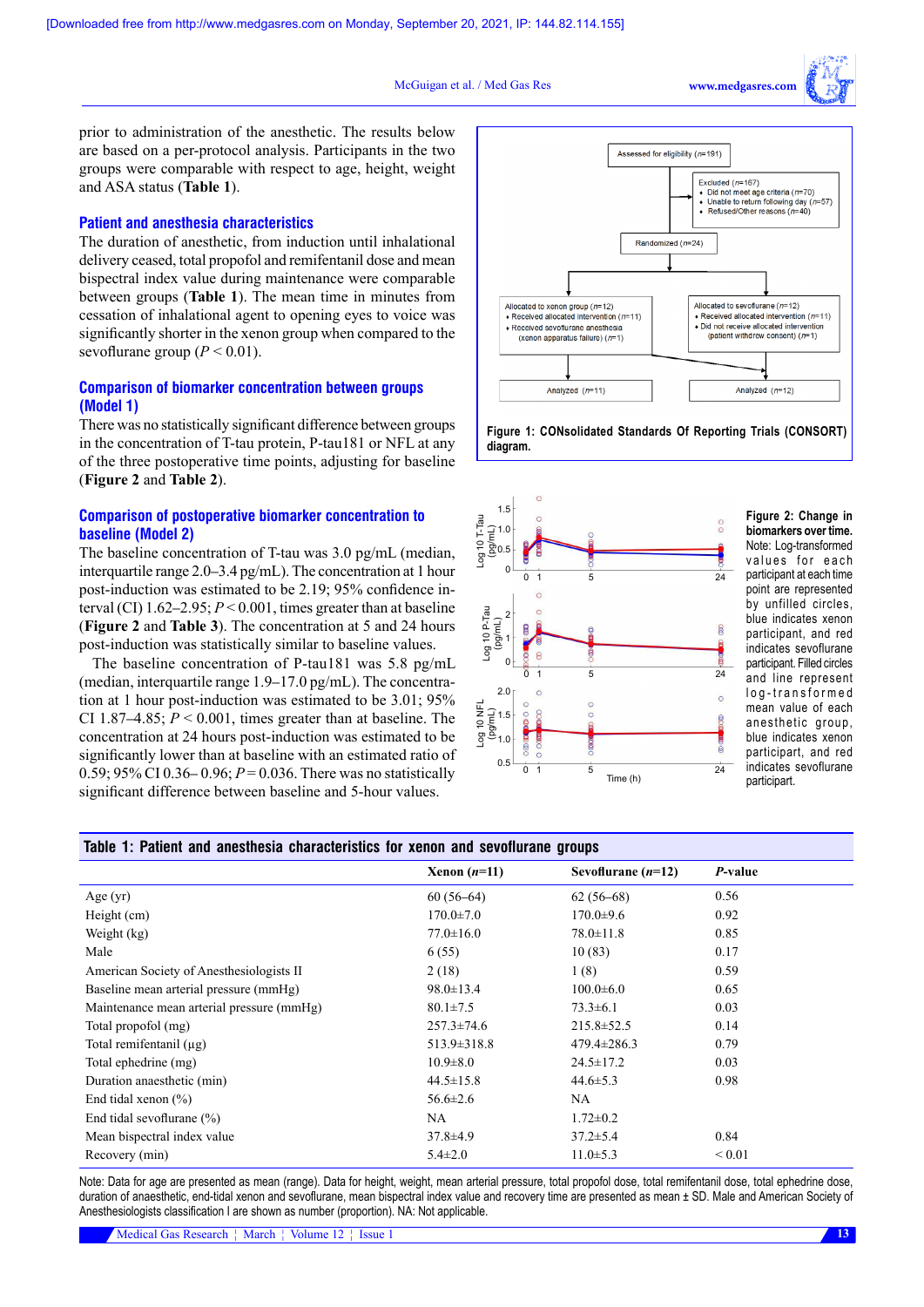prior to administration of the anesthetic. The results below are based on a per-protocol analysis. Participants in the two groups were comparable with respect to age, height, weight and ASA status (**Table 1**).

### Patient and anesthesia characteristics

The duration of anesthetic, from induction until inhalational delivery ceased, total propofol and remifentanil dose and mean bispectral index value during maintenance were comparable between groups (**Table 1**). The mean time in minutes from cessation of inhalational agent to opening eyes to voice was significantly shorter in the xenon group when compared to the sevoflurane group ($P < 0.01$).

### Comparison of biomarker concentration between groups (Model 1)

There was no statistically significant difference between groups in the concentration of T-tau protein, P-tau181 or NFL at any of the three postoperative time points, adjusting for baseline (**Figure 2** and **Table 2**).

### Comparison of postoperative biomarker concentration to baseline (Model 2)

The baseline concentration of T-tau was 3.0 pg/mL (median, interquartile range 2.0–3.4 pg/mL). The concentration at 1 hour post-induction was estimated to be 2.19; 95% confidence interval (CI) 1.62–2.95; $P < 0.001$, times greater than at baseline (**Figure 2** and **Table 3**). The concentration at 5 and 24 hours post-induction was statistically similar to baseline values.

The baseline concentration of P-tau181 was 5.8 pg/mL (median, interquartile range 1.9–17.0 pg/mL). The concentration at 1 hour post-induction was estimated to be 3.01; 95% CI 1.87–4.85; $P < 0.001$, times greater than baseline. The concentration at 24 hours post-induction was estimated to be significantly lower than at baseline with an estimated ratio of 0.59; 95% CI 0.36–0.96; $P = 0.036$. There was no statistically significant difference between baseline and 5-hour values.

Assessed for eligibility ($n$=191)

Excluded ($n$=167)
- Did not meet age criteria ($n$=70)
- Unable to return following day ($n$=57)
- Refused/Other reasons ($n$=40)

Randomized ($n$=24)

Allocated to xenon group ($n$=12)
- Received allocated intervention ($n$=11)
- Received sevoflurane anesthesia (xenon apparatus failure) ($n$=1)

Allocated to sevoflurane ($n$=12)
- Received allocated intervention ($n$=11)
- Did not receive allocated intervention (patient withdrew consent) ($n$=1)

Analyzed ($n$=11)

Analyzed ($n$=12)

**Figure 1: CONsolidated Standards Of Reporting Trials (CONSORT) diagram.**

**Figure 2: Change in biomarkers over time.**
Note: Log-transformed values for each participant at each time point are represented by unfilled circles, blue indicates xenon participant, and red indicates sevoflurane participant. Filled circles and line represent log-transformed mean value of each anesthetic group, blue indicates xenon participant, and red indicates sevoflurane participant.

**Table 1: Patient and anesthesia characteristics for xenon and sevoflurane groups**

| | Xenon ($n$=11) | Sevoflurane ($n$=12) | $P$-value |
|---|---|---|---|
| Age (yr) | 60 (56–64) | 62 (56–68) | 0.56 |
| Height (cm) | 170.0±7.0 | 170.0±9.6 | 0.92 |
| Weight (kg) | 77.0±16.0 | 78.0±11.8 | 0.85 |
| Male | 6 (55) | 10 (83) | 0.17 |
| American Society of Anesthesiologists II | 2 (18) | 1 (8) | 0.59 |
| Baseline mean arterial pressure (mmHg) | 98.0±13.4 | 100.0±6.0 | 0.65 |
| Maintenance mean arterial pressure (mmHg) | 80.1±7.5 | 73.3±6.1 | 0.03 |
| Total propofol (mg) | 257.3±74.6 | 215.8±52.5 | 0.14 |
| Total remifentanil (μg) | 513.9±318.8 | 479.4±286.3 | 0.79 |
| Total ephedrine (mg) | 10.9±8.0 | 24.5±17.2 | 0.03 |
| Duration anaesthetic (min) | 44.5±15.8 | 44.6±5.3 | 0.98 |
| End tidal xenon (%) | 56.6±2.6 | NA | |
| End tidal sevoflurane (%) | NA | 1.72±0.2 | |
| Mean bispectral index value | 37.8±4.9 | 37.2±5.4 | 0.84 |
| Recovery (min) | 5.4±2.0 | 11.0±5.3 | < 0.01 |

Note: Data for age are presented as mean (range). Data for height, weight, mean arterial pressure, total propofol dose, total remifentanil dose, total ephedrine dose, duration of anaesthetic, end-tidal xenon and sevoflurane, mean bispectral index value and recovery time are presented as mean ± SD. Male and American Society of Anesthesiologists classification I are shown as number (proportion). NA: Not applicable.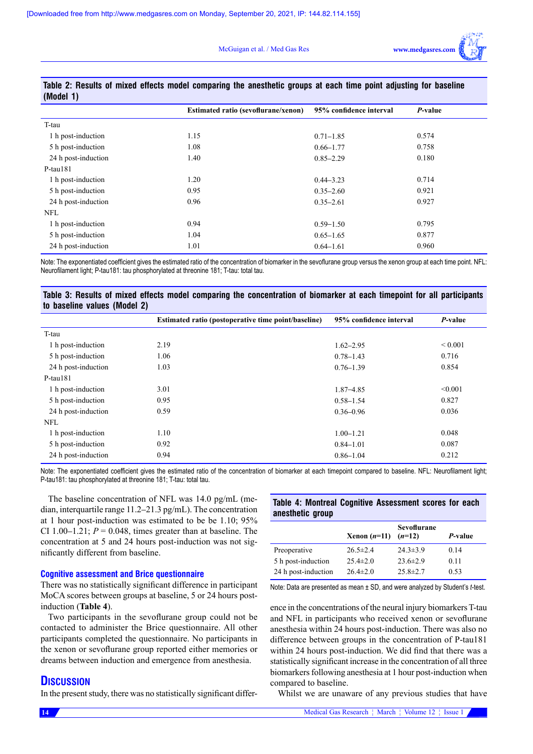**Table 2: Results of mixed effects model comparing the anesthetic groups at each time point adjusting for baseline (Model 1)**

| | Estimated ratio (sevoflurane/xenon) | 95% confidence interval | *P*-value |
|---|---|---|---|
| T-tau | | | |
| 1 h post-induction | 1.15 | 0.71–1.85 | 0.574 |
| 5 h post-induction | 1.08 | 0.66–1.77 | 0.758 |
| 24 h post-induction | 1.40 | 0.85–2.29 | 0.180 |
| P-tau181 | | | |
| 1 h post-induction | 1.20 | 0.44–3.23 | 0.714 |
| 5 h post-induction | 0.95 | 0.35–2.60 | 0.921 |
| 24 h post-induction | 0.96 | 0.35–2.61 | 0.927 |
| NFL | | | |
| 1 h post-induction | 0.94 | 0.59–1.50 | 0.795 |
| 5 h post-induction | 1.04 | 0.65–1.65 | 0.877 |
| 24 h post-induction | 1.01 | 0.64–1.61 | 0.960 |

Note: The exponentiated coefficient gives the estimated ratio of the concentration of biomarker in the sevoflurane group versus the xenon group at each time point. NFL: Neurofilament light; P-tau181: tau phosphorylated at threonine 181; T-tau: total tau.

**Table 3: Results of mixed effects model comparing the concentration of biomarker at each timepoint for all participants to baseline values (Model 2)**

| | Estimated ratio (postoperative time point/baseline) | 95% confidence interval | *P*-value |
|---|---|---|---|
| T-tau | | | |
| 1 h post-induction | 2.19 | 1.62–2.95 | < 0.001 |
| 5 h post-induction | 1.06 | 0.78–1.43 | 0.716 |
| 24 h post-induction | 1.03 | 0.76–1.39 | 0.854 |
| P-tau181 | | | |
| 1 h post-induction | 3.01 | 1.87–4.85 | <0.001 |
| 5 h post-induction | 0.95 | 0.58–1.54 | 0.827 |
| 24 h post-induction | 0.59 | 0.36–0.96 | 0.036 |
| NFL | | | |
| 1 h post-induction | 1.10 | 1.00–1.21 | 0.048 |
| 5 h post-induction | 0.92 | 0.84–1.01 | 0.087 |
| 24 h post-induction | 0.94 | 0.86–1.04 | 0.212 |

Note: The exponentiated coefficient gives the estimated ratio of the concentration of biomarker at each timepoint compared to baseline. NFL: Neurofilament light; P-tau181: tau phosphorylated at threonine 181; T-tau: total tau.

The baseline concentration of NFL was 14.0 pg/mL (median, interquartile range 11.2–21.3 pg/mL). The concentration at 1 hour post-induction was estimated to be be 1.10; 95% CI 1.00–1.21; $P = 0.048$, times greater than at baseline. The concentration at 5 and 24 hours post-induction was not significantly different from baseline.

### Cognitive assessment and Brice questionnaire

There was no statistically significant difference in participant MoCA scores between groups at baseline, 5 or 24 hours post-induction (**Table 4**).

Two participants in the sevoflurane group could not be contacted to administer the Brice questionnaire. All other participants completed the questionnaire. No participants in the xenon or sevoflurane group reported either memories or dreams between induction and emergence from anesthesia.

**Table 4: Montreal Cognitive Assessment scores for each anesthetic group**

| | Xenon (*n*=11) | Sevoflurane (*n*=12) | *P*-value |
|---|---|---|---|
| Preoperative | 26.5±2.4 | 24.3±3.9 | 0.14 |
| 5 h post-induction | 25.4±2.0 | 23.6±2.9 | 0.11 |
| 24 h post-induction | 26.4±2.0 | 25.8±2.7 | 0.53 |

Note: Data are presented as mean ± SD, and were analyzed by Student's *t*-test.

## Discussion

In the present study, there was no statistically significant difference in the concentrations of the neural injury biomarkers T-tau and NFL in participants who received xenon or sevoflurane anesthesia within 24 hours post-induction. There was also no difference between groups in the concentration of P-tau181 within 24 hours post-induction. We did find that there was a statistically significant increase in the concentration of all three biomarkers following anesthesia at 1 hour post-induction when compared to baseline.

Whilst we are unaware of any previous studies that have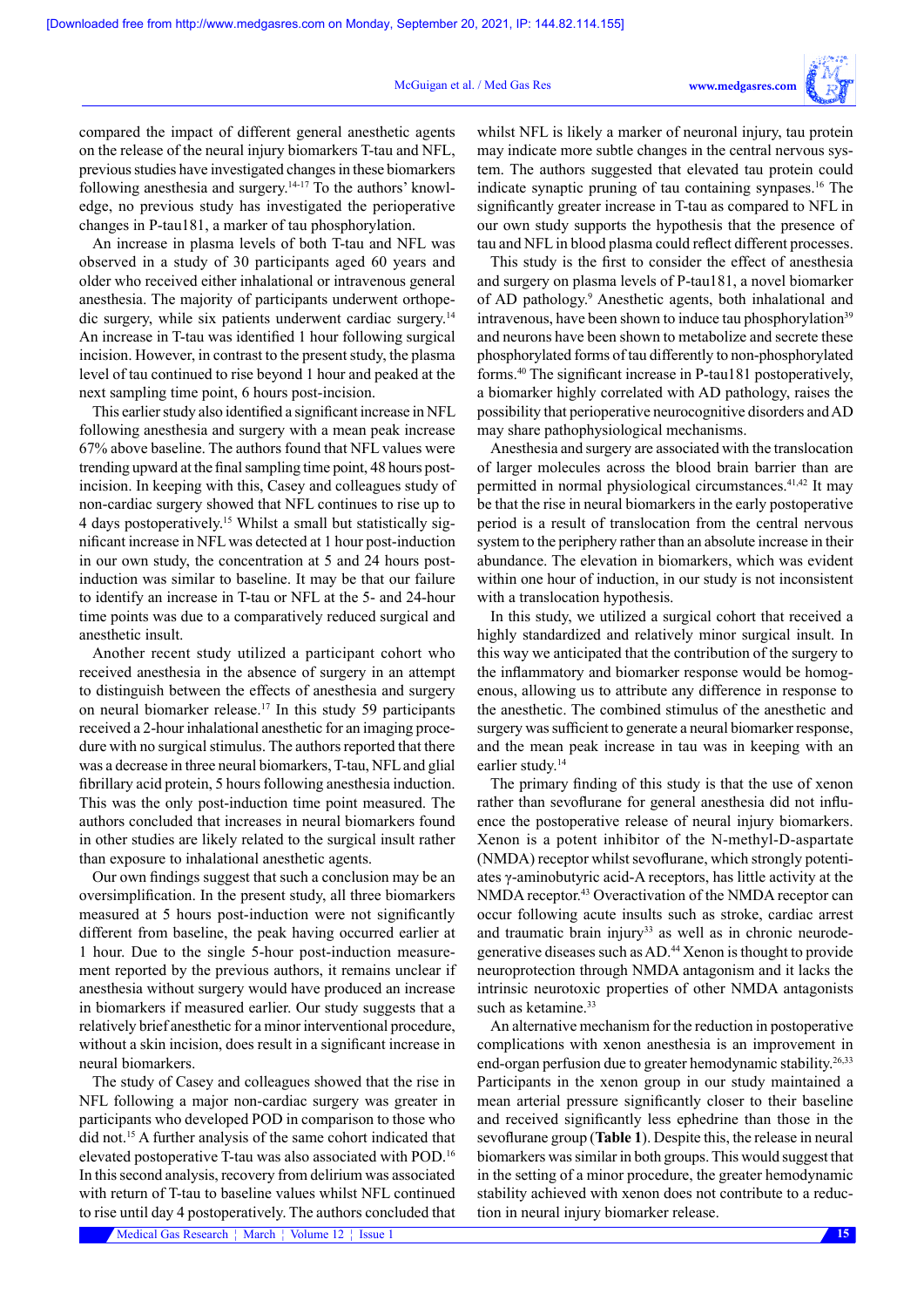compared the impact of different general anesthetic agents on the release of the neural injury biomarkers T-tau and NFL, previous studies have investigated changes in these biomarkers following anesthesia and surgery.[14-17] To the authors' knowledge, no previous study has investigated the perioperative changes in P-tau181, a marker of tau phosphorylation.

An increase in plasma levels of both T-tau and NFL was observed in a study of 30 participants aged 60 years and older who received either inhalational or intravenous general anesthesia. The majority of participants underwent orthopedic surgery, while six patients underwent cardiac surgery.[14] An increase in T-tau was identified 1 hour following surgical incision. However, in contrast to the present study, the plasma level of tau continued to rise beyond 1 hour and peaked at the next sampling time point, 6 hours post-incision.

This earlier study also identified a significant increase in NFL following anesthesia and surgery with a mean peak increase 67% above baseline. The authors found that NFL values were trending upward at the final sampling time point, 48 hours post-incision. In keeping with this, Casey and colleagues study of non-cardiac surgery showed that NFL continues to rise up to 4 days postoperatively.[15] Whilst a small but statistically significant increase in NFL was detected at 1 hour post-induction in our own study, the concentration at 5 and 24 hours post-induction was similar to baseline. It may be that our failure to identify an increase in T-tau or NFL at the 5- and 24-hour time points was due to a comparatively reduced surgical and anesthetic insult.

Another recent study utilized a participant cohort who received anesthesia in the absence of surgery in an attempt to distinguish between the effects of anesthesia and surgery on neural biomarker release.[17] In this study 59 participants received a 2-hour inhalational anesthetic for an imaging procedure with no surgical stimulus. The authors reported that there was a decrease in three neural biomarkers, T-tau, NFL and glial fibrillary acid protein, 5 hours following anesthesia induction. This was the only post-induction time point measured. The authors concluded that increases in neural biomarkers found in other studies are likely related to the surgical insult rather than exposure to inhalational anesthetic agents.

Our own findings suggest that such a conclusion may be an oversimplification. In the present study, all three biomarkers measured at 5 hours post-induction were not significantly different from baseline, the peak having occurred earlier at 1 hour. Due to the single 5-hour post-induction measurement reported by the previous authors, it remains unclear if anesthesia without surgery would have produced an increase in biomarkers if measured earlier. Our study suggests that a relatively brief anesthetic for a minor interventional procedure, without a skin incision, does result in a significant increase in neural biomarkers.

The study of Casey and colleagues showed that the rise in NFL following a major non-cardiac surgery was greater in participants who developed POD in comparison to those who did not.[15] A further analysis of the same cohort indicated that elevated postoperative T-tau was also associated with POD.[16] In this second analysis, recovery from delirium was associated with return of T-tau to baseline values whilst NFL continued to rise until day 4 postoperatively. The authors concluded that whilst NFL is likely a marker of neuronal injury, tau protein may indicate more subtle changes in the central nervous system. The authors suggested that elevated tau protein could indicate synaptic pruning of tau containing synapses.[16] The significantly greater increase in T-tau as compared to NFL in our own study supports the hypothesis that the presence of tau and NFL in blood plasma could reflect different processes.

This study is the first to consider the effect of anesthesia and surgery on plasma levels of P-tau181, a novel biomarker of AD pathology.[9] Anesthetic agents, both inhalational and intravenous, have been shown to induce tau phosphorylation[39] and neurons have been shown to metabolize and secrete these phosphorylated forms of tau differently to non-phosphorylated forms.[40] The significant increase in P-tau181 postoperatively, a biomarker highly correlated with AD pathology, raises the possibility that perioperative neurocognitive disorders and AD may share pathophysiological mechanisms.

Anesthesia and surgery are associated with the translocation of larger molecules across the blood brain barrier than are permitted in normal physiological circumstances.[41,42] It may be that the rise in neural biomarkers in the early postoperative period is a result of translocation from the central nervous system to the periphery rather than an absolute increase in their abundance. The elevation in biomarkers, which was evident within one hour of induction, in our study is not inconsistent with a translocation hypothesis.

In this study, we utilized a surgical cohort that received a highly standardized and relatively minor surgical insult. In this way we anticipated that the contribution of the surgery to the inflammatory and biomarker response would be homogenous, allowing us to attribute any difference in response to the anesthetic. The combined stimulus of the anesthetic and surgery was sufficient to generate a neural biomarker response, and the mean peak increase in tau was in keeping with an earlier study.[14]

The primary finding of this study is that the use of xenon rather than sevoflurane for general anesthesia did not influence the postoperative release of neural injury biomarkers. Xenon is a potent inhibitor of the N-methyl-D-aspartate (NMDA) receptor whilst sevoflurane, which strongly potentiates γ-aminobutyric acid-A receptors, has little activity at the NMDA receptor.[43] Overactivation of the NMDA receptor can occur following acute insults such as stroke, cardiac arrest and traumatic brain injury[33] as well as in chronic neurodegenerative diseases such as AD.[44] Xenon is thought to provide neuroprotection through NMDA antagonism and it lacks the intrinsic neurotoxic properties of other NMDA antagonists such as ketamine.[33]

An alternative mechanism for the reduction in postoperative complications with xenon anesthesia is an improvement in end-organ perfusion due to greater hemodynamic stability.[26,33] Participants in the xenon group in our study maintained a mean arterial pressure significantly closer to their baseline and received significantly less ephedrine than those in the sevoflurane group (**Table 1**). Despite this, the release in neural biomarkers was similar in both groups. This would suggest that in the setting of a minor procedure, the greater hemodynamic stability achieved with xenon does not contribute to a reduction in neural injury biomarker release.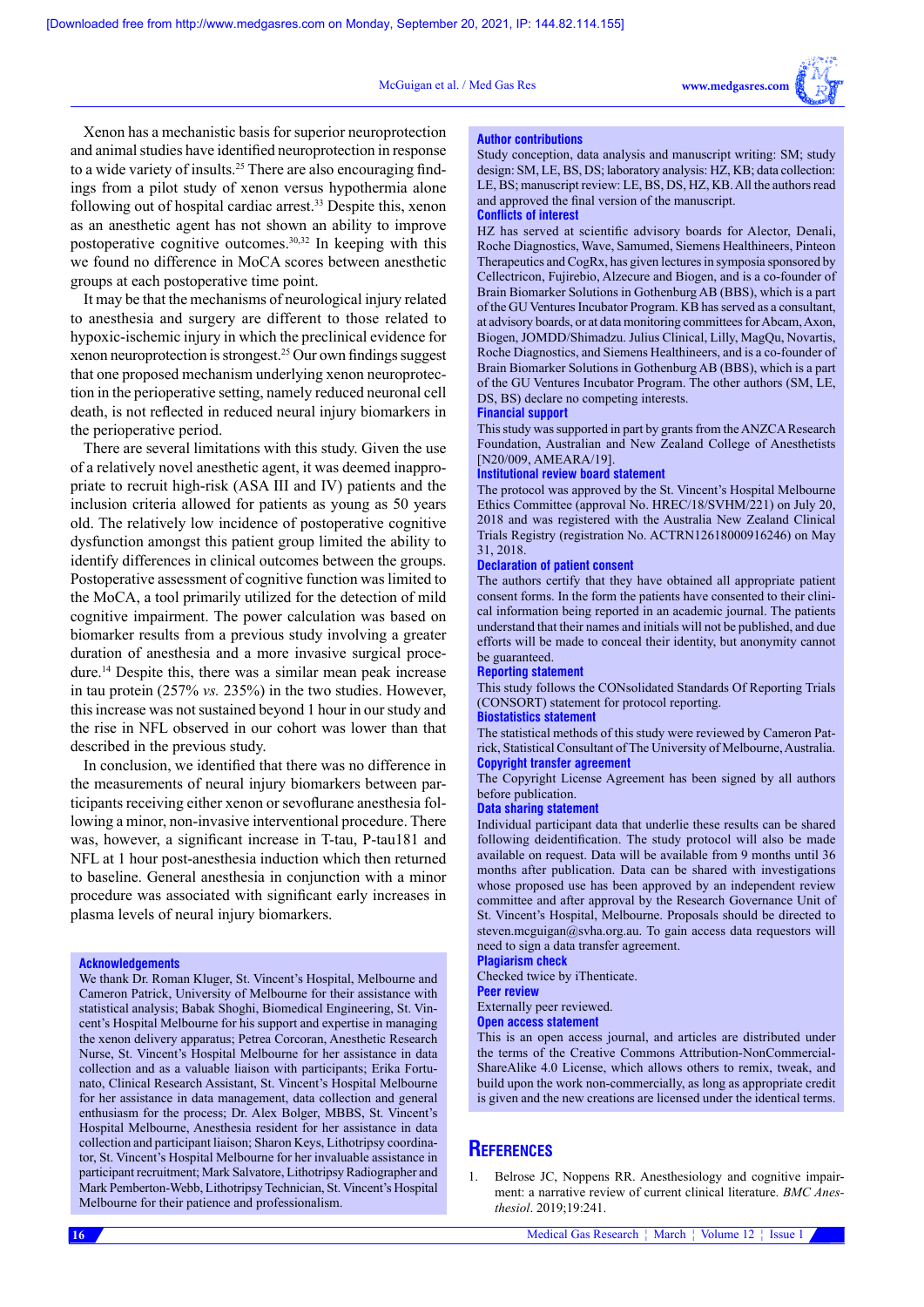Xenon has a mechanistic basis for superior neuroprotection and animal studies have identified neuroprotection in response to a wide variety of insults.[25] There are also encouraging findings from a pilot study of xenon versus hypothermia alone following out of hospital cardiac arrest.[33] Despite this, xenon as an anesthetic agent has not shown an ability to improve postoperative cognitive outcomes.[30,32] In keeping with this we found no difference in MoCA scores between anesthetic groups at each postoperative time point.

It may be that the mechanisms of neurological injury related to anesthesia and surgery are different to those related to hypoxic-ischemic injury in which the preclinical evidence for xenon neuroprotection is strongest.[25] Our own findings suggest that one proposed mechanism underlying xenon neuroprotection in the perioperative setting, namely reduced neuronal cell death, is not reflected in reduced neural injury biomarkers in the perioperative period.

There are several limitations with this study. Given the use of a relatively novel anesthetic agent, it was deemed inappropriate to recruit high-risk (ASA III and IV) patients and the inclusion criteria allowed for patients as young as 50 years old. The relatively low incidence of postoperative cognitive dysfunction amongst this patient group limited the ability to identify differences in clinical outcomes between the groups. Postoperative assessment of cognitive function was limited to the MoCA, a tool primarily utilized for the detection of mild cognitive impairment. The power calculation was based on biomarker results from a previous study involving a greater duration of anesthesia and a more invasive surgical procedure.[14] Despite this, there was a similar mean peak increase in tau protein (257% *vs.* 235%) in the two studies. However, this increase was not sustained beyond 1 hour in our study and the rise in NFL observed in our cohort was lower than that described in the previous study.

In conclusion, we identified that there was no difference in the measurements of neural injury biomarkers between participants receiving either xenon or sevoflurane anesthesia following a minor, non-invasive interventional procedure. There was, however, a significant increase in T-tau, P-tau181 and NFL at 1 hour post-anesthesia induction which then returned to baseline. General anesthesia in conjunction with a minor procedure was associated with significant early increases in plasma levels of neural injury biomarkers.

### Acknowledgements

We thank Dr. Roman Kluger, St. Vincent's Hospital, Melbourne and Cameron Patrick, University of Melbourne for their assistance with statistical analysis; Babak Shoghi, Biomedical Engineering, St. Vincent's Hospital Melbourne for his support and expertise in managing the xenon delivery apparatus; Petrea Corcoran, Anesthetic Research Nurse, St. Vincent's Hospital Melbourne for her assistance in data collection and as a valuable liaison with participants; Erika Fortunato, Clinical Research Assistant, St. Vincent's Hospital Melbourne for her assistance in data management, data collection and general enthusiasm for the process; Dr. Alex Bolger, MBBS, St. Vincent's Hospital Melbourne, Anesthesia resident for her assistance in data collection and participant liaison; Sharon Keys, Lithotripsy coordinator, St. Vincent's Hospital Melbourne for her invaluable assistance in participant recruitment; Mark Salvatore, Lithotripsy Radiographer and Mark Pemberton-Webb, Lithotripsy Technician, St. Vincent's Hospital Melbourne for their patience and professionalism.

### Author contributions

Study conception, data analysis and manuscript writing: SM; study design: SM, LE, BS, DS; laboratory analysis: HZ, KB; data collection: LE, BS; manuscript review: LE, BS, DS, HZ, KB. All the authors read and approved the final version of the manuscript.

### Conflicts of interest

HZ has served at scientific advisory boards for Alector, Denali, Roche Diagnostics, Wave, Samumed, Siemens Healthineers, Pinteon Therapeutics and CogRx, has given lectures in symposia sponsored by Cellectricon, Fujirebio, Alzecure and Biogen, and is a co-founder of Brain Biomarker Solutions in Gothenburg AB (BBS), which is a part of the GU Ventures Incubator Program. KB has served as a consultant, at advisory boards, or at data monitoring committees for Abcam, Axon, Biogen, JOMDD/Shimadzu. Julius Clinical, Lilly, MagQu, Novartis, Roche Diagnostics, and Siemens Healthineers, and is a co-founder of Brain Biomarker Solutions in Gothenburg AB (BBS), which is a part of the GU Ventures Incubator Program. The other authors (SM, LE, DS, BS) declare no competing interests.

### Financial support

This study was supported in part by grants from the ANZCA Research Foundation, Australian and New Zealand College of Anesthetists [N20/009, AMEARA/19].

### Institutional review board statement

The protocol was approved by the St. Vincent's Hospital Melbourne Ethics Committee (approval No. HREC/18/SVHM/221) on July 20, 2018 and was registered with the Australia New Zealand Clinical Trials Registry (registration No. ACTRN12618000916246) on May 31, 2018.

### Declaration of patient consent

The authors certify that they have obtained all appropriate patient consent forms. In the form the patients have consented to their clinical information being reported in an academic journal. The patients understand that their names and initials will not be published, and due efforts will be made to conceal their identity, but anonymity cannot be guaranteed.

### Reporting statement

This study follows the CONsolidated Standards Of Reporting Trials (CONSORT) statement for protocol reporting.

### Biostatistics statement

The statistical methods of this study were reviewed by Cameron Patrick, Statistical Consultant of The University of Melbourne, Australia.

### Copyright transfer agreement

The Copyright License Agreement has been signed by all authors before publication.

### Data sharing statement

Individual participant data that underlie these results can be shared following deidentification. The study protocol will also be made available on request. Data will be available from 9 months until 36 months after publication. Data can be shared with investigations whose proposed use has been approved by an independent review committee and after approval by the Research Governance Unit of St. Vincent's Hospital, Melbourne. Proposals should be directed to steven.mcguigan@svha.org.au. To gain access data requestors will need to sign a data transfer agreement.

### Plagiarism check

Checked twice by iThenticate.

### Peer review

Externally peer reviewed.

### Open access statement

This is an open access journal, and articles are distributed under the terms of the Creative Commons Attribution-NonCommercial-ShareAlike 4.0 License, which allows others to remix, tweak, and build upon the work non-commercially, as long as appropriate credit is given and the new creations are licensed under the identical terms.

## References

1. Belrose JC, Noppens RR. Anesthesiology and cognitive impairment: a narrative review of current clinical literature. *BMC Anesthesiol*. 2019;19:241.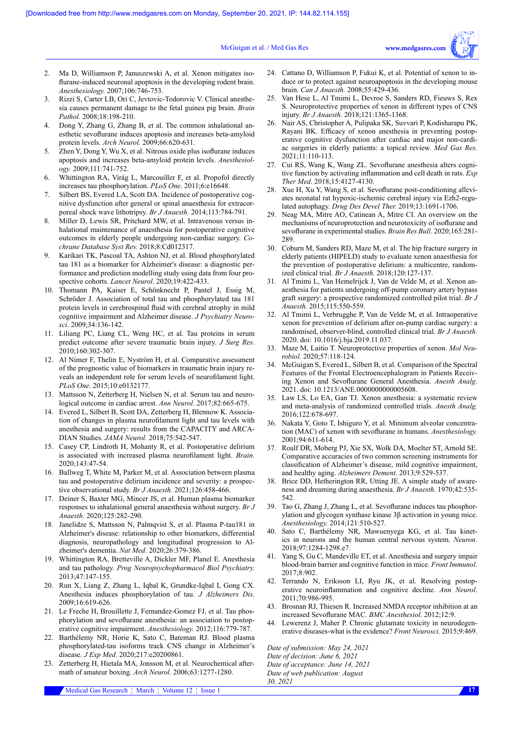2. Ma D, Williamson P, Januszewski A, et al. Xenon mitigates isoflurane-induced neuronal apoptosis in the developing rodent brain. *Anesthesiology.* 2007;106:746-753.
3. Rizzi S, Carter LB, Ori C, Jevtovic-Todorovic V. Clinical anesthesia causes permanent damage to the fetal guinea pig brain. *Brain Pathol.* 2008;18:198-210.
4. Dong Y, Zhang G, Zhang B, et al. The common inhalational anesthetic sevoflurane induces apoptosis and increases beta-amyloid protein levels. *Arch Neurol.* 2009;66:620-631.
5. Zhen Y, Dong Y, Wu X, et al. Nitrous oxide plus isoflurane induces apoptosis and increases beta-amyloid protein levels. *Anesthesiology.* 2009;111:741-752.
6. Whittington RA, Virág L, Marcouiller F, et al. Propofol directly increases tau phosphorylation. *PLoS One*. 2011;6:e16648.
7. Silbert BS, Evered LA, Scott DA. Incidence of postoperative cognitive dysfunction after general or spinal anaesthesia for extracorporeal shock wave lithotripsy. *Br J Anaesth.* 2014;113:784-791.
8. Miller D, Lewis SR, Pritchard MW, et al. Intravenous versus inhalational maintenance of anaesthesia for postoperative cognitive outcomes in elderly people undergoing non-cardiac surgery. *Cochrane Database Syst Rev.* 2018;8:Cd012317.
9. Karikari TK, Pascoal TA, Ashton NJ, et al. Blood phosphorylated tau 181 as a biomarker for Alzheimer's disease: a diagnostic performance and prediction modelling study using data from four prospective cohorts. *Lancet Neurol*. 2020;19:422-433.
10. Thomann PA, Kaiser E, Schönknecht P, Pantel J, Essig M, Schröder J. Association of total tau and phosphorylated tau 181 protein levels in cerebrospinal fluid with cerebral atrophy in mild cognitive impairment and Alzheimer disease. *J Psychiatry Neurosci*. 2009;34:136-142.
11. Liliang PC, Liang CL, Weng HC, et al. Tau proteins in serum predict outcome after severe traumatic brain injury. *J Surg Res*. 2010;160:302-307.
12. Al Nimer F, Thelin E, Nyström H, et al. Comparative assessment of the prognostic value of biomarkers in traumatic brain injury reveals an independent role for serum levels of neurofilament light. *PLoS One*. 2015;10:e0132177.
13. Mattsson N, Zetterberg H, Nielsen N, et al. Serum tau and neurological outcome in cardiac arrest. *Ann Neurol*. 2017;82:665-675.
14. Evered L, Silbert B, Scott DA, Zetterberg H, Blennow K. Association of changes in plasma neurofilament light and tau levels with anesthesia and surgery: results from the CAPACITY and ARCADIAN Studies. *JAMA Neurol.* 2018;75:542-547.
15. Casey CP, Lindroth H, Mohanty R, et al. Postoperative delirium is associated with increased plasma neurofilament light. *Brain.* 2020;143:47-54.
16. Ballweg T, White M, Parker M, et al. Association between plasma tau and postoperative delirium incidence and severity: a prospective observational study. *Br J Anaesth.* 2021;126:458-466.
17. Deiner S, Baxter MG, Mincer JS, et al. Human plasma biomarker responses to inhalational general anaesthesia without surgery. *Br J Anaesth*. 2020;125:282-290.
18. Janelidze S, Mattsson N, Palmqvist S, et al. Plasma P-tau181 in Alzheimer's disease: relationship to other biomarkers, differential diagnosis, neuropathology and longitudinal progression to Alzheimer's dementia. *Nat Med.* 2020;26:379-386.
19. Whittington RA, Bretteville A, Dickler MF, Planel E. Anesthesia and tau pathology. *Prog Neuropsychopharmacol Biol Psychiatry.* 2013;47:147-155.
20. Run X, Liang Z, Zhang L, Iqbal K, Grundke-Iqbal I, Gong CX. Anesthesia induces phosphorylation of tau. *J Alzheimers Dis*. 2009;16:619-626.
21. Le Freche H, Brouillette J, Fernandez-Gomez FJ, et al. Tau phosphorylation and sevoflurane anesthesia: an association to postoperative cognitive impairment. *Anesthesiology.* 2012;116:779-787.
22. Barthélemy NR, Horie K, Sato C, Bateman RJ. Blood plasma phosphorylated-tau isoforms track CNS change in Alzheimer's disease. *J Exp Med*. 2020;217:e20200861.
23. Zetterberg H, Hietala MA, Jonsson M, et al. Neurochemical aftermath of amateur boxing. *Arch Neurol*. 2006;63:1277-1280.
24. Cattano D, Williamson P, Fukui K, et al. Potential of xenon to induce or to protect against neuroapoptosis in the developing mouse brain. *Can J Anaesth.* 2008;55:429-436.
25. Van Hese L, Al Tmimi L, Devroe S, Sanders RD, Fieuws S, Rex S. Neuroprotective properties of xenon in different types of CNS injury. *Br J Anaesth.* 2018;121:1365-1368.
26. Nair AS, Christopher A, Pulipaka SK, Suvvari P, Kodisharapu PK, Rayani BK. Efficacy of xenon anesthesia in preventing postoperative cognitive dysfunction after cardiac and major non-cardiac surgeries in elderly patients: a topical review. *Med Gas Res.* 2021;11:110-113.
27. Cui RS, Wang K, Wang ZL. Sevoflurane anesthesia alters cognitive function by activating inflammation and cell death in rats. *Exp Ther Med*. 2018;15:4127-4130.
28. Xue H, Xu Y, Wang S, et al. Sevoflurane post-conditioning alleviates neonatal rat hypoxic-ischemic cerebral injury via Ezh2-regulated autophagy. *Drug Des Devel Ther.* 2019;13:1691-1706.
29. Neag MA, Mitre AO, Catinean A, Mitre CI. An overview on the mechanisms of neuroprotection and neurotoxicity of isoflurane and sevoflurane in experimental studies. *Brain Res Bull*. 2020;165:281-289.
30. Coburn M, Sanders RD, Maze M, et al. The hip fracture surgery in elderly patients (HIPELD) study to evaluate xenon anaesthesia for the prevention of postoperative delirium: a multicentre, randomized clinical trial. *Br J Anaesth.* 2018;120:127-137.
31. Al Tmimi L, Van Hemelrijck J, Van de Velde M, et al. Xenon anaesthesia for patients undergoing off-pump coronary artery bypass graft surgery: a prospective randomized controlled pilot trial. *Br J Anaesth.* 2015;115:550-559.
32. Al Tmimi L, Verbrugghe P, Van de Velde M, et al. Intraoperative xenon for prevention of delirium after on-pump cardiac surgery: a randomised, observer-blind, controlled clinical trial. *Br J Anaesth.* 2020. doi: 10.1016/j.bja.2019.11.037.
33. Maze M, Laitio T. Neuroprotective properties of xenon. *Mol Neurobiol.* 2020;57:118-124.
34. McGuigan S, Evered L, Silbert B, et al. Comparison of the Spectral Features of the Frontal Electroencephalogram in Patients Receiving Xenon and Sevoflurane General Anesthesia. *Anesth Analg*. 2021. doi: 10.1213/ANE.0000000000005608.
35. Law LS, Lo EA, Gan TJ. Xenon anesthesia: a systematic review and meta-analysis of randomized controlled trials. *Anesth Analg.* 2016;122:678-697.
36. Nakata Y, Goto T, Ishiguro Y, et al. Minimum alveolar concentration (MAC) of xenon with sevoflurane in humans. *Anesthesiology.* 2001;94:611-614.
37. Roalf DR, Moberg PJ, Xie SX, Wolk DA, Moelter ST, Arnold SE. Comparative accuracies of two common screening instruments for classification of Alzheimer's disease, mild cognitive impairment, and healthy aging. *Alzheimers Dement*. 2013;9:529-537.
38. Brice DD, Hetherington RR, Utting JE. A simple study of awareness and dreaming during anaesthesia. *Br J Anaesth.* 1970;42:535-542.
39. Tao G, Zhang J, Zhang L, et al. Sevoflurane induces tau phosphorylation and glycogen synthase kinase 3β activation in young mice. *Anesthesiology.* 2014;121:510-527.
40. Sato C, Barthélemy NR, Mawuenyega KG, et al. Tau kinetics in neurons and the human central nervous system. *Neuron*. 2018;97:1284-1298.e7.
41. Yang S, Gu C, Mandeville ET, et al. Anesthesia and surgery impair blood-brain barrier and cognitive function in mice. *Front Immunol.* 2017;8:902.
42. Terrando N, Eriksson LI, Ryu JK, et al. Resolving postoperative neuroinflammation and cognitive decline. *Ann Neurol*. 2011;70:986-995.
43. Brosnan RJ, Thiesen R. Increased NMDA receptor inhibition at an increased Sevoflurane MAC. *BMC Anesthesiol.* 2012;12:9.
44. Lewerenz J, Maher P. Chronic glutamate toxicity in neurodegenerative diseases-what is the evidence? *Front Neurosci.* 2015;9:469.

*Date of submission: May 24, 2021*
*Date of decision: June 6, 2021*
*Date of acceptance: June 14, 2021*
*Date of web publication: August 30, 2021*